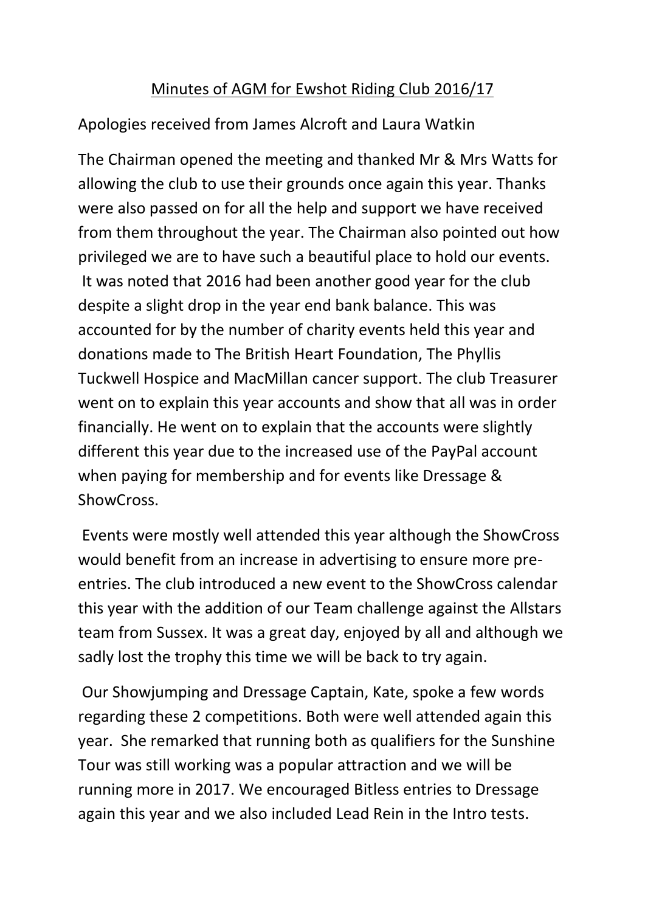# Minutes of AGM for Ewshot Riding Club 2016/17

Apologies received from James Alcroft and Laura Watkin

The Chairman opened the meeting and thanked Mr & Mrs Watts for allowing the club to use their grounds once again this year. Thanks were also passed on for all the help and support we have received from them throughout the year. The Chairman also pointed out how privileged we are to have such a beautiful place to hold our events. It was noted that 2016 had been another good year for the club despite a slight drop in the year end bank balance. This was accounted for by the number of charity events held this year and donations made to The British Heart Foundation, The Phyllis Tuckwell Hospice and MacMillan cancer support. The club Treasurer went on to explain this year accounts and show that all was in order financially. He went on to explain that the accounts were slightly different this year due to the increased use of the PayPal account when paying for membership and for events like Dressage & ShowCross.

Events were mostly well attended this year although the ShowCross would benefit from an increase in advertising to ensure more pre-entries. The club introduced a new event to the ShowCross calendar this year with the addition of our Team challenge against the Allstars team from Sussex. It was a great day, enjoyed by all and although we sadly lost the trophy this time we will be back to try again.

Our Showjumping and Dressage Captain, Kate, spoke a few words regarding these 2 competitions. Both were well attended again this year. She remarked that running both as qualifiers for the Sunshine Tour was still working was a popular attraction and we will be running more in 2017. We encouraged Bitless entries to Dressage again this year and we also included Lead Rein in the Intro tests.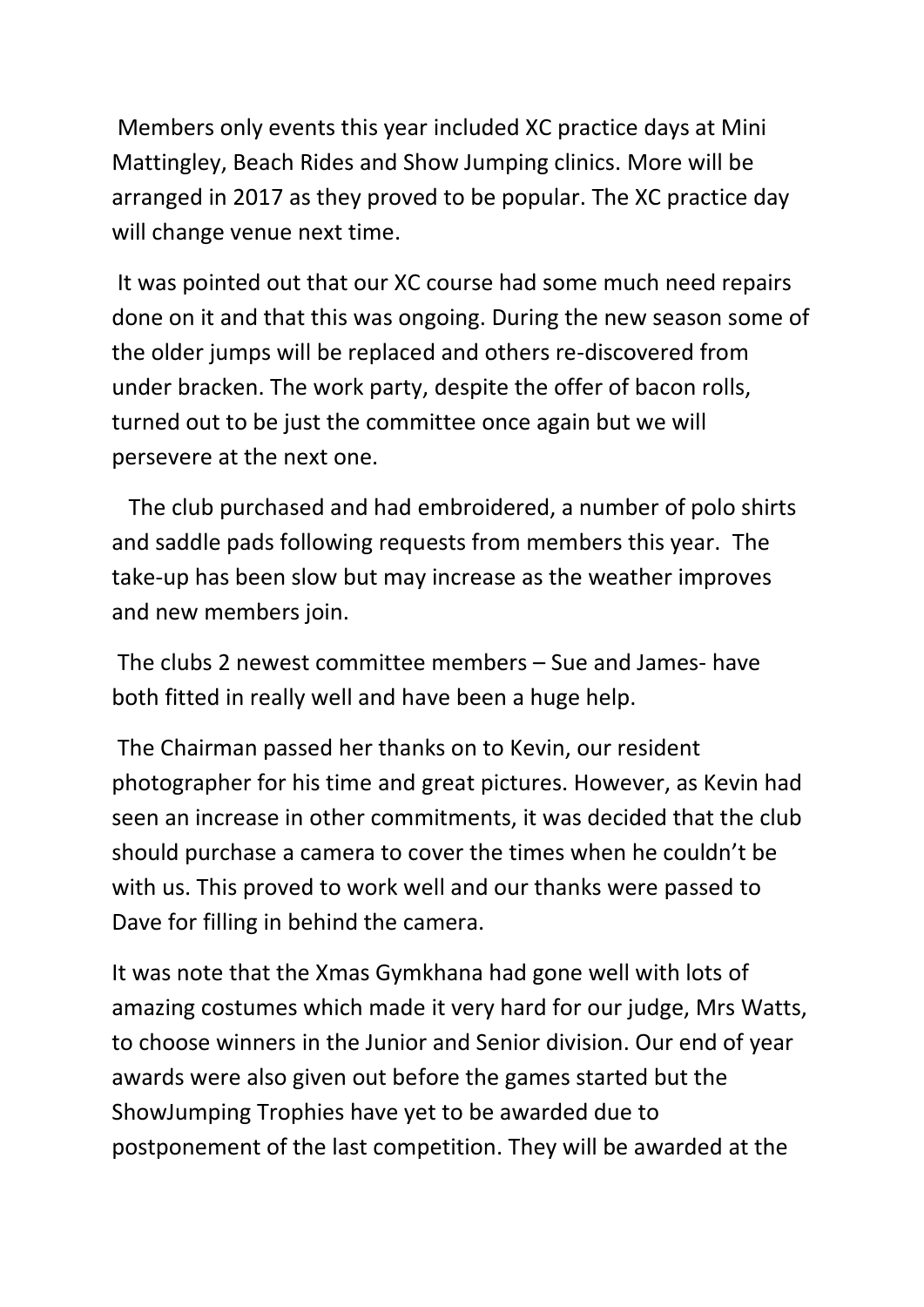Members only events this year included XC practice days at Mini Mattingley, Beach Rides and Show Jumping clinics. More will be arranged in 2017 as they proved to be popular. The XC practice day will change venue next time.

It was pointed out that our XC course had some much need repairs done on it and that this was ongoing. During the new season some of the older jumps will be replaced and others re-discovered from under bracken. The work party, despite the offer of bacon rolls, turned out to be just the committee once again but we will persevere at the next one.

The club purchased and had embroidered, a number of polo shirts and saddle pads following requests from members this year. The take-up has been slow but may increase as the weather improves and new members join.

The clubs 2 newest committee members – Sue and James- have both fitted in really well and have been a huge help.

The Chairman passed her thanks on to Kevin, our resident photographer for his time and great pictures. However, as Kevin had seen an increase in other commitments, it was decided that the club should purchase a camera to cover the times when he couldn't be with us. This proved to work well and our thanks were passed to Dave for filling in behind the camera.

It was note that the Xmas Gymkhana had gone well with lots of amazing costumes which made it very hard for our judge, Mrs Watts, to choose winners in the Junior and Senior division. Our end of year awards were also given out before the games started but the ShowJumping Trophies have yet to be awarded due to postponement of the last competition. They will be awarded at the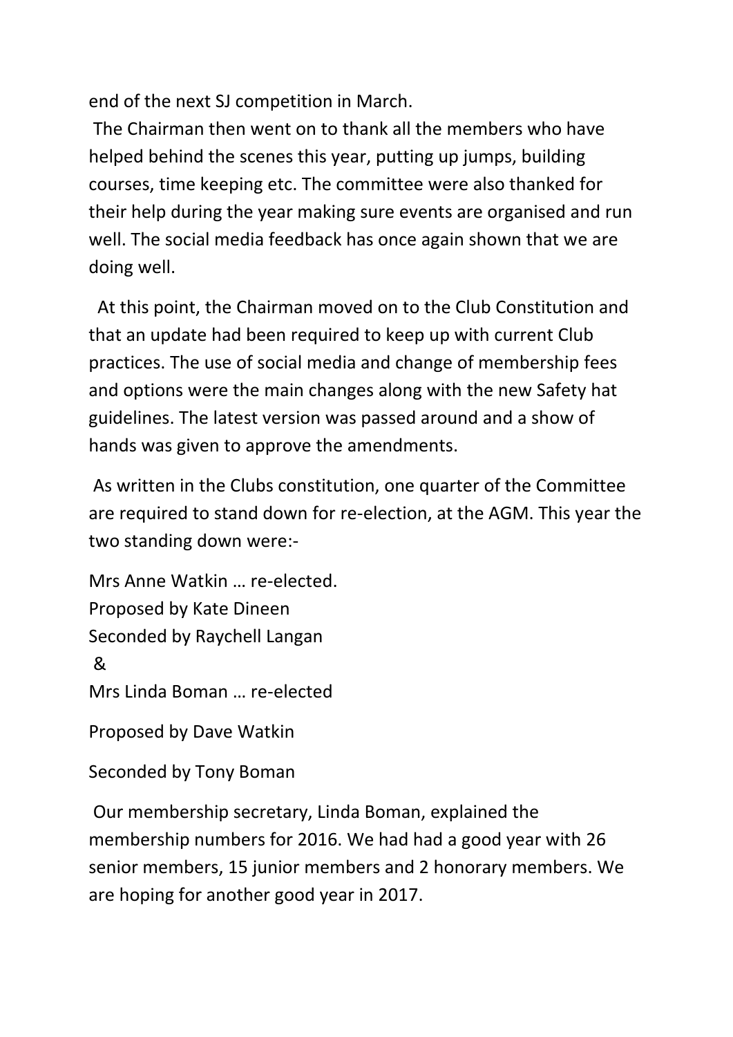end of the next SJ competition in March.

The Chairman then went on to thank all the members who have helped behind the scenes this year, putting up jumps, building courses, time keeping etc. The committee were also thanked for their help during the year making sure events are organised and run well. The social media feedback has once again shown that we are doing well.

At this point, the Chairman moved on to the Club Constitution and that an update had been required to keep up with current Club practices. The use of social media and change of membership fees and options were the main changes along with the new Safety hat guidelines. The latest version was passed around and a show of hands was given to approve the amendments.

As written in the Clubs constitution, one quarter of the Committee are required to stand down for re-election, at the AGM. This year the two standing down were:-

Mrs Anne Watkin … re-elected.
Proposed by Kate Dineen
Seconded by Raychell Langan
&
Mrs Linda Boman … re-elected

Proposed by Dave Watkin

Seconded by Tony Boman

Our membership secretary, Linda Boman, explained the membership numbers for 2016. We had had a good year with 26 senior members, 15 junior members and 2 honorary members. We are hoping for another good year in 2017.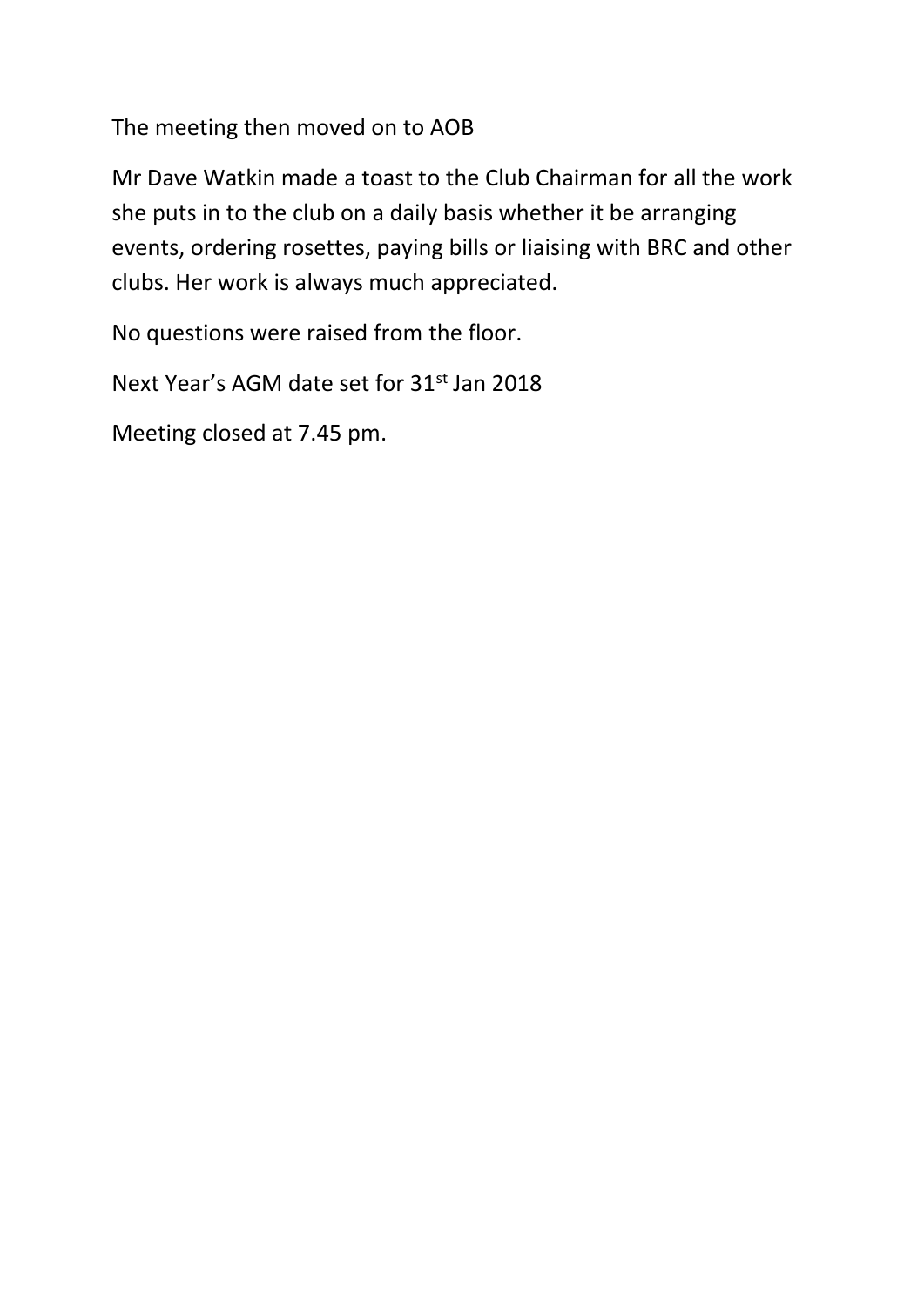The meeting then moved on to AOB

Mr Dave Watkin made a toast to the Club Chairman for all the work she puts in to the club on a daily basis whether it be arranging events, ordering rosettes, paying bills or liaising with BRC and other clubs. Her work is always much appreciated.

No questions were raised from the floor.

Next Year's AGM date set for 31st Jan 2018

Meeting closed at 7.45 pm.